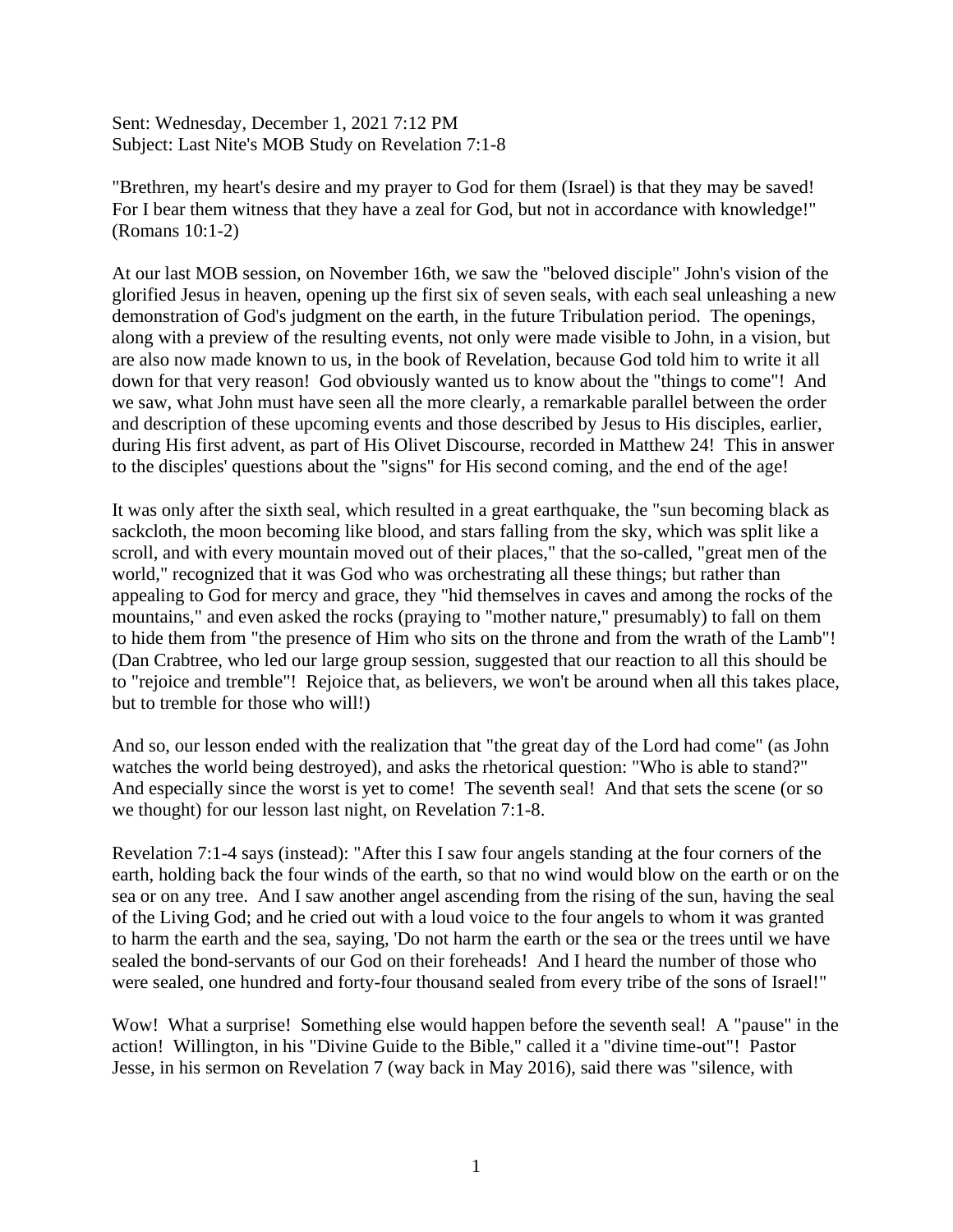Sent: Wednesday, December 1, 2021 7:12 PM
Subject: Last Nite's MOB Study on Revelation 7:1-8

"Brethren, my heart's desire and my prayer to God for them (Israel) is that they may be saved! For I bear them witness that they have a zeal for God, but not in accordance with knowledge!" (Romans 10:1-2)

At our last MOB session, on November 16th, we saw the "beloved disciple" John's vision of the glorified Jesus in heaven, opening up the first six of seven seals, with each seal unleashing a new demonstration of God's judgment on the earth, in the future Tribulation period. The openings, along with a preview of the resulting events, not only were made visible to John, in a vision, but are also now made known to us, in the book of Revelation, because God told him to write it all down for that very reason! God obviously wanted us to know about the "things to come"! And we saw, what John must have seen all the more clearly, a remarkable parallel between the order and description of these upcoming events and those described by Jesus to His disciples, earlier, during His first advent, as part of His Olivet Discourse, recorded in Matthew 24! This in answer to the disciples' questions about the "signs" for His second coming, and the end of the age!

It was only after the sixth seal, which resulted in a great earthquake, the "sun becoming black as sackcloth, the moon becoming like blood, and stars falling from the sky, which was split like a scroll, and with every mountain moved out of their places," that the so-called, "great men of the world," recognized that it was God who was orchestrating all these things; but rather than appealing to God for mercy and grace, they "hid themselves in caves and among the rocks of the mountains," and even asked the rocks (praying to "mother nature," presumably) to fall on them to hide them from "the presence of Him who sits on the throne and from the wrath of the Lamb"! (Dan Crabtree, who led our large group session, suggested that our reaction to all this should be to "rejoice and tremble"! Rejoice that, as believers, we won't be around when all this takes place, but to tremble for those who will!)

And so, our lesson ended with the realization that "the great day of the Lord had come" (as John watches the world being destroyed), and asks the rhetorical question: "Who is able to stand?" And especially since the worst is yet to come! The seventh seal! And that sets the scene (or so we thought) for our lesson last night, on Revelation 7:1-8.

Revelation 7:1-4 says (instead): "After this I saw four angels standing at the four corners of the earth, holding back the four winds of the earth, so that no wind would blow on the earth or on the sea or on any tree. And I saw another angel ascending from the rising of the sun, having the seal of the Living God; and he cried out with a loud voice to the four angels to whom it was granted to harm the earth and the sea, saying, 'Do not harm the earth or the sea or the trees until we have sealed the bond-servants of our God on their foreheads! And I heard the number of those who were sealed, one hundred and forty-four thousand sealed from every tribe of the sons of Israel!"

Wow! What a surprise! Something else would happen before the seventh seal! A "pause" in the action! Willington, in his "Divine Guide to the Bible," called it a "divine time-out"! Pastor Jesse, in his sermon on Revelation 7 (way back in May 2016), said there was "silence, with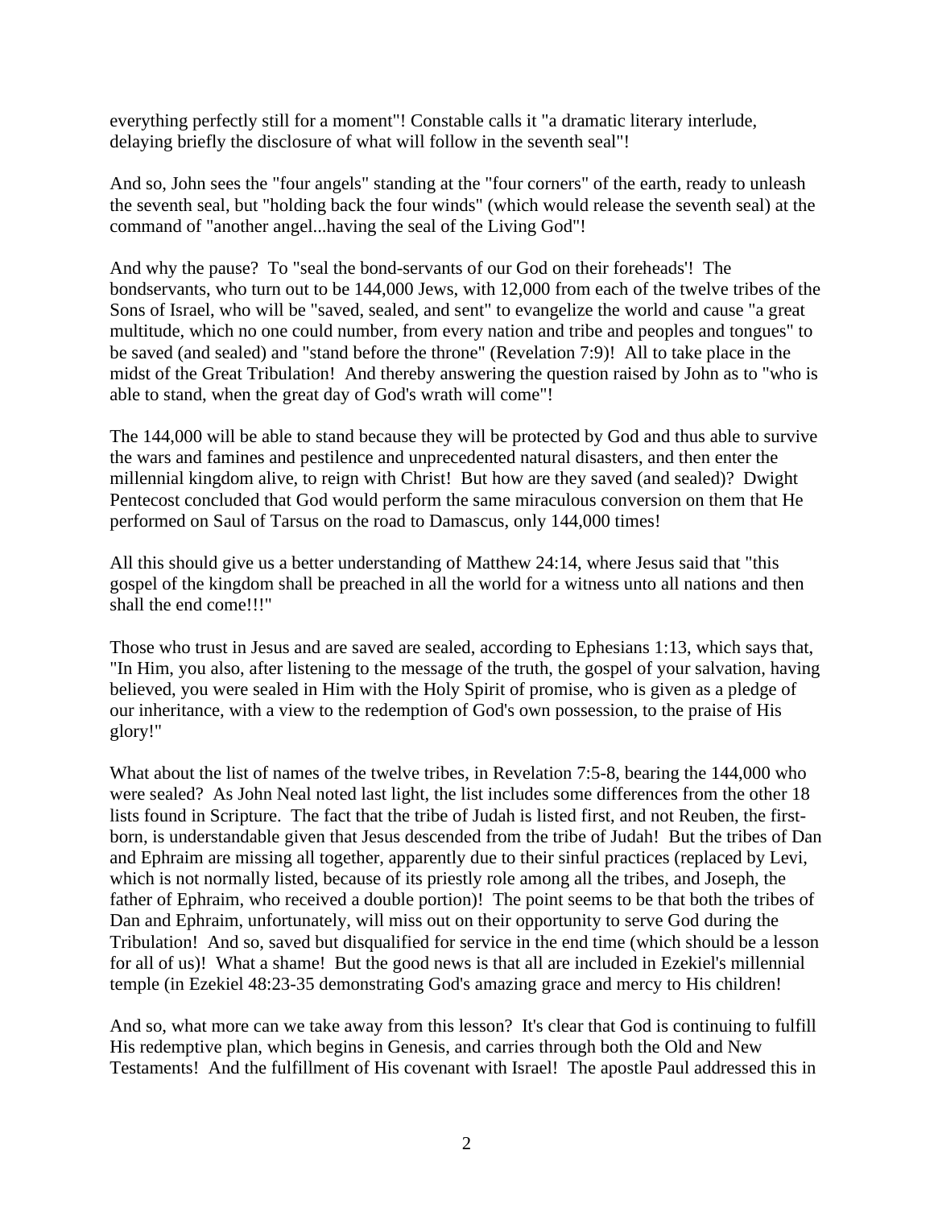everything perfectly still for a moment"! Constable calls it "a dramatic literary interlude, delaying briefly the disclosure of what will follow in the seventh seal"!

And so, John sees the "four angels" standing at the "four corners" of the earth, ready to unleash the seventh seal, but "holding back the four winds" (which would release the seventh seal) at the command of "another angel...having the seal of the Living God"!

And why the pause? To "seal the bond-servants of our God on their foreheads'! The bondservants, who turn out to be 144,000 Jews, with 12,000 from each of the twelve tribes of the Sons of Israel, who will be "saved, sealed, and sent" to evangelize the world and cause "a great multitude, which no one could number, from every nation and tribe and peoples and tongues" to be saved (and sealed) and "stand before the throne" (Revelation 7:9)! All to take place in the midst of the Great Tribulation! And thereby answering the question raised by John as to "who is able to stand, when the great day of God's wrath will come"!

The 144,000 will be able to stand because they will be protected by God and thus able to survive the wars and famines and pestilence and unprecedented natural disasters, and then enter the millennial kingdom alive, to reign with Christ! But how are they saved (and sealed)? Dwight Pentecost concluded that God would perform the same miraculous conversion on them that He performed on Saul of Tarsus on the road to Damascus, only 144,000 times!

All this should give us a better understanding of Matthew 24:14, where Jesus said that "this gospel of the kingdom shall be preached in all the world for a witness unto all nations and then shall the end come!!!"

Those who trust in Jesus and are saved are sealed, according to Ephesians 1:13, which says that, "In Him, you also, after listening to the message of the truth, the gospel of your salvation, having believed, you were sealed in Him with the Holy Spirit of promise, who is given as a pledge of our inheritance, with a view to the redemption of God's own possession, to the praise of His glory!"

What about the list of names of the twelve tribes, in Revelation 7:5-8, bearing the 144,000 who were sealed? As John Neal noted last light, the list includes some differences from the other 18 lists found in Scripture. The fact that the tribe of Judah is listed first, and not Reuben, the first-born, is understandable given that Jesus descended from the tribe of Judah! But the tribes of Dan and Ephraim are missing all together, apparently due to their sinful practices (replaced by Levi, which is not normally listed, because of its priestly role among all the tribes, and Joseph, the father of Ephraim, who received a double portion)! The point seems to be that both the tribes of Dan and Ephraim, unfortunately, will miss out on their opportunity to serve God during the Tribulation! And so, saved but disqualified for service in the end time (which should be a lesson for all of us)! What a shame! But the good news is that all are included in Ezekiel's millennial temple (in Ezekiel 48:23-35 demonstrating God's amazing grace and mercy to His children!

And so, what more can we take away from this lesson? It's clear that God is continuing to fulfill His redemptive plan, which begins in Genesis, and carries through both the Old and New Testaments! And the fulfillment of His covenant with Israel! The apostle Paul addressed this in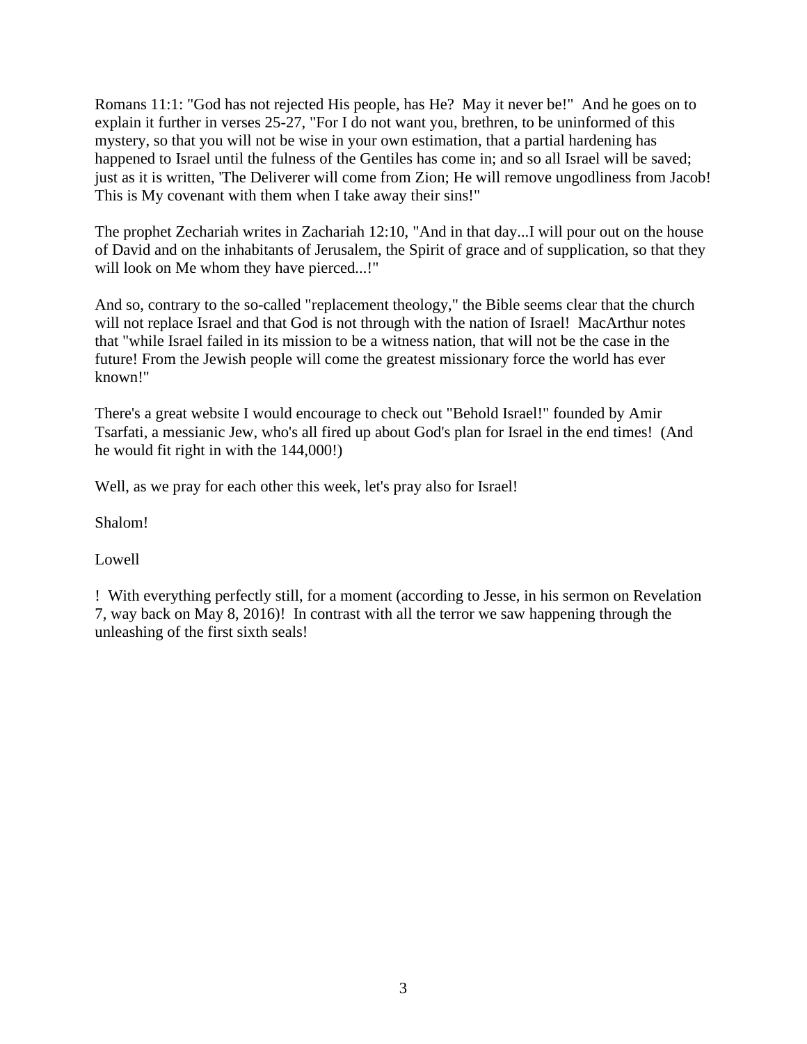Romans 11:1: "God has not rejected His people, has He? May it never be!" And he goes on to explain it further in verses 25-27, "For I do not want you, brethren, to be uninformed of this mystery, so that you will not be wise in your own estimation, that a partial hardening has happened to Israel until the fulness of the Gentiles has come in; and so all Israel will be saved; just as it is written, 'The Deliverer will come from Zion; He will remove ungodliness from Jacob! This is My covenant with them when I take away their sins!"

The prophet Zechariah writes in Zachariah 12:10, "And in that day...I will pour out on the house of David and on the inhabitants of Jerusalem, the Spirit of grace and of supplication, so that they will look on Me whom they have pierced...!"

And so, contrary to the so-called "replacement theology," the Bible seems clear that the church will not replace Israel and that God is not through with the nation of Israel! MacArthur notes that "while Israel failed in its mission to be a witness nation, that will not be the case in the future! From the Jewish people will come the greatest missionary force the world has ever known!"

There's a great website I would encourage to check out "Behold Israel!" founded by Amir Tsarfati, a messianic Jew, who's all fired up about God's plan for Israel in the end times! (And he would fit right in with the 144,000!)

Well, as we pray for each other this week, let's pray also for Israel!

Shalom!

Lowell

! With everything perfectly still, for a moment (according to Jesse, in his sermon on Revelation 7, way back on May 8, 2016)! In contrast with all the terror we saw happening through the unleashing of the first sixth seals!